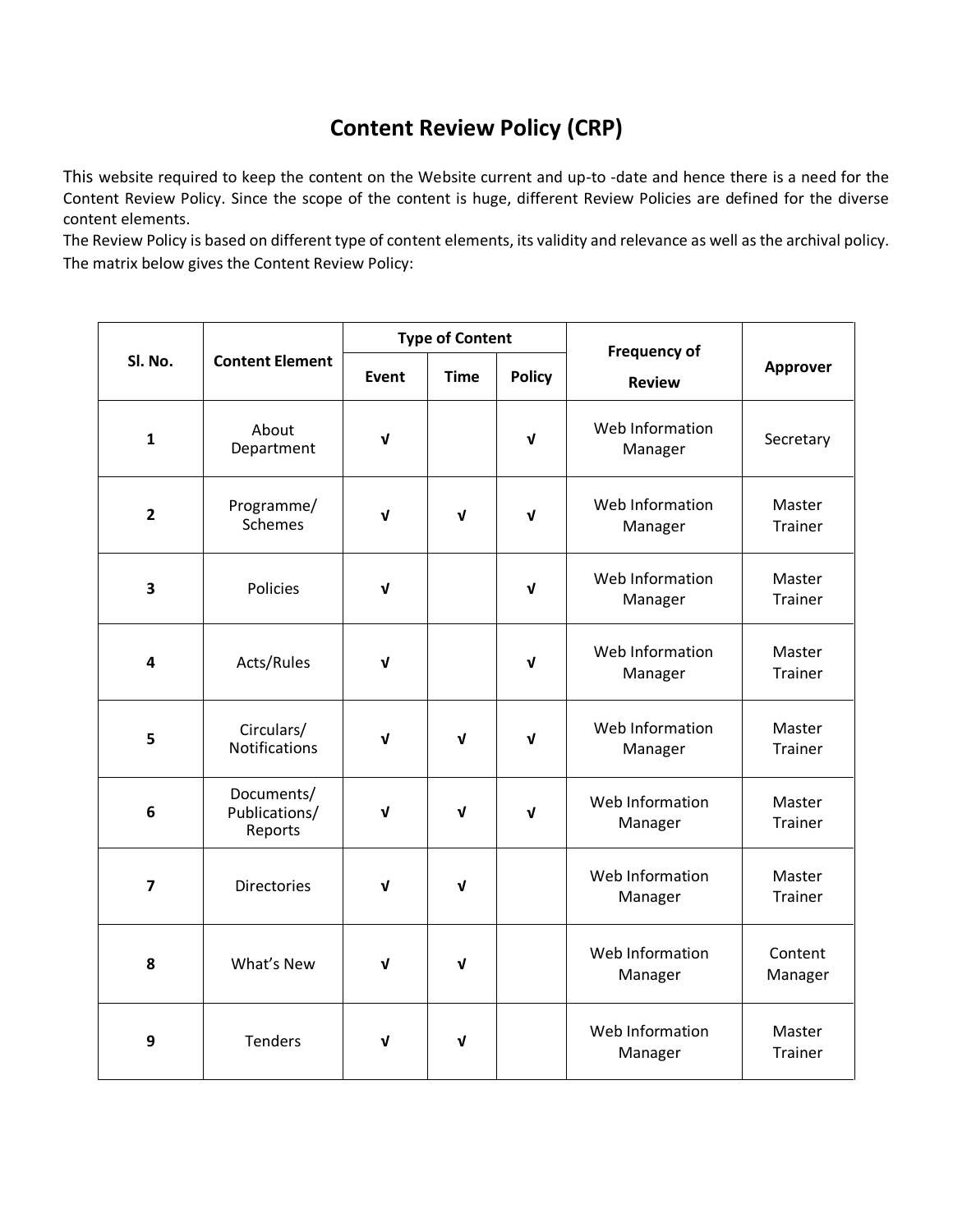# Content Review Policy (CRP)

This website required to keep the content on the Website current and up-to -date and hence there is a need for the Content Review Policy. Since the scope of the content is huge, different Review Policies are defined for the diverse content elements.

The Review Policy is based on different type of content elements, its validity and relevance as well as the archival policy. The matrix below gives the Content Review Policy:

| Sl. No. | Content Element | Type of Content | | | Frequency of Review | Approver |
|---|---|---|---|---|---|---|
| | | Event | Time | Policy | | |
| 1 | About Department | √ | | √ | Web Information Manager | Secretary |
| 2 | Programme/ Schemes | √ | √ | √ | Web Information Manager | Master Trainer |
| 3 | Policies | √ | | √ | Web Information Manager | Master Trainer |
| 4 | Acts/Rules | √ | | √ | Web Information Manager | Master Trainer |
| 5 | Circulars/ Notifications | √ | √ | √ | Web Information Manager | Master Trainer |
| 6 | Documents/ Publications/ Reports | √ | √ | √ | Web Information Manager | Master Trainer |
| 7 | Directories | √ | √ | | Web Information Manager | Master Trainer |
| 8 | What's New | √ | √ | | Web Information Manager | Content Manager |
| 9 | Tenders | √ | √ | | Web Information Manager | Master Trainer |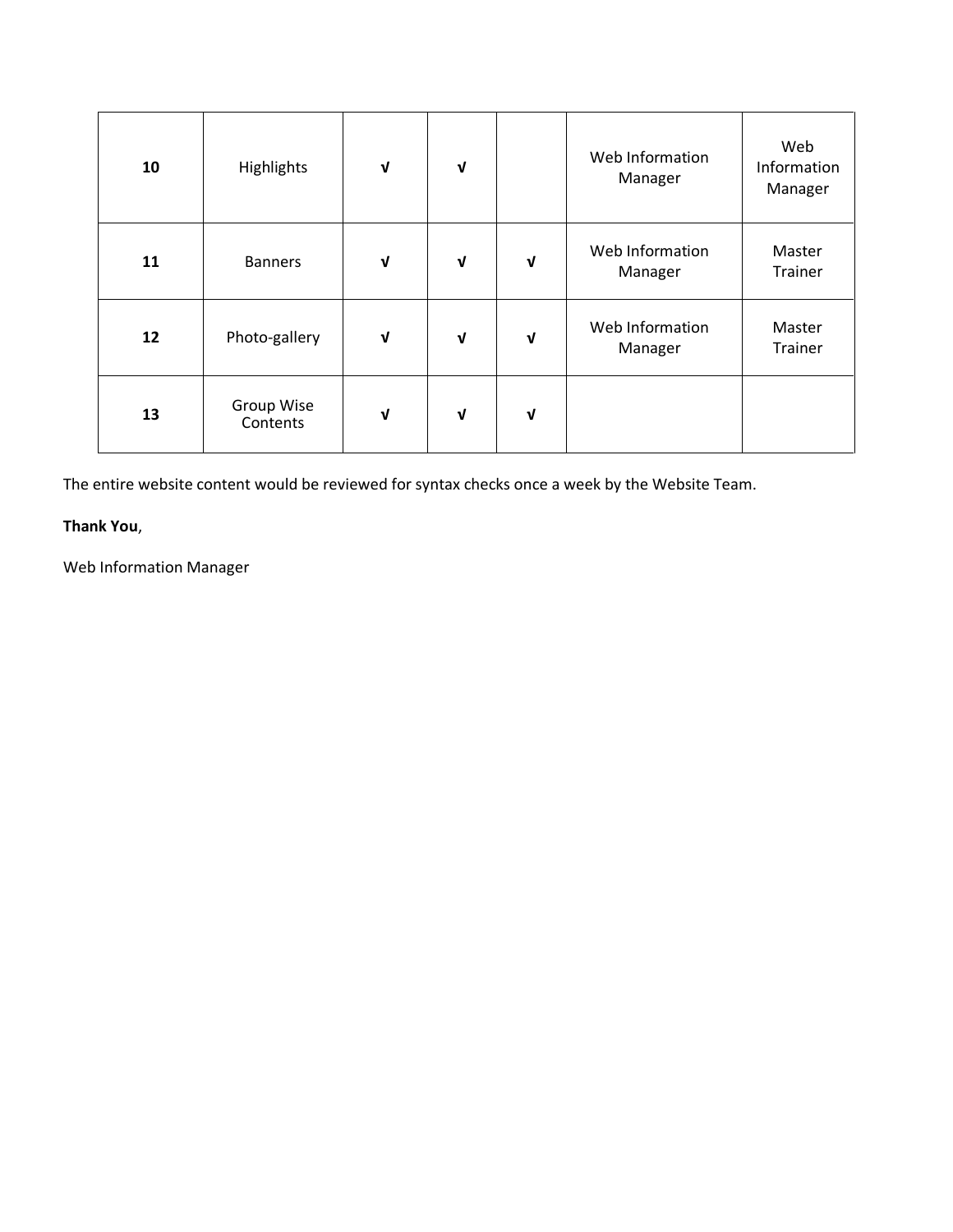| | | | | | | |
|---|---|---|---|---|---|---|
| **10** | Highlights | **√** | **√** | | Web Information Manager | Web Information Manager |
| **11** | Banners | **√** | **√** | **√** | Web Information Manager | Master Trainer |
| **12** | Photo-gallery | **√** | **√** | **√** | Web Information Manager | Master Trainer |
| **13** | Group Wise Contents | **√** | **√** | **√** | | |

The entire website content would be reviewed for syntax checks once a week by the Website Team.

**Thank You**,

Web Information Manager